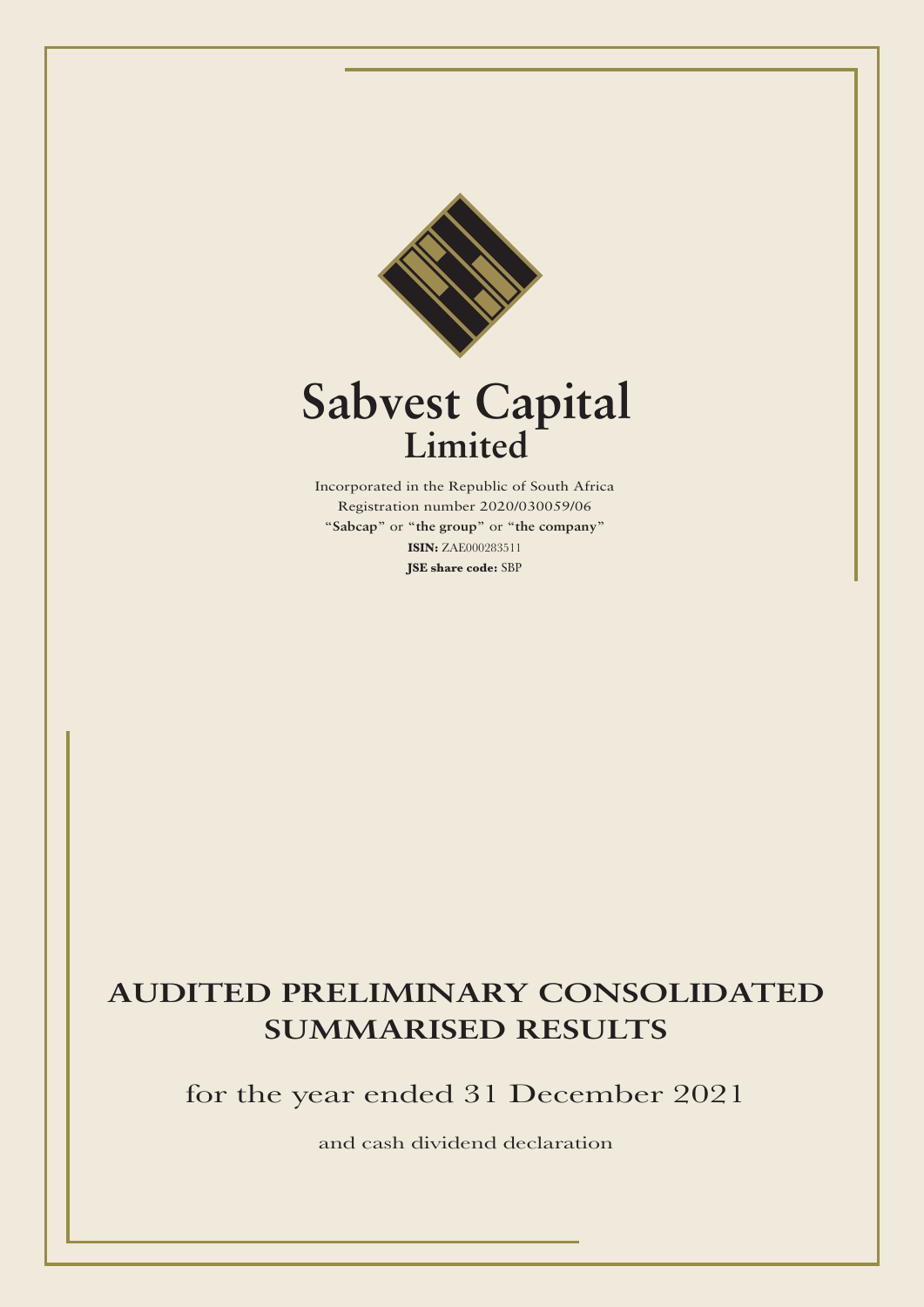# Sabvest Capital Limited

Incorporated in the Republic of South Africa
Registration number 2020/030059/06
"**Sabcap**" or "**the group**" or "**the company**"
**ISIN:** ZAE000283511
**JSE share code:** SBP

## AUDITED PRELIMINARY CONSOLIDATED SUMMARISED RESULTS

for the year ended 31 December 2021

and cash dividend declaration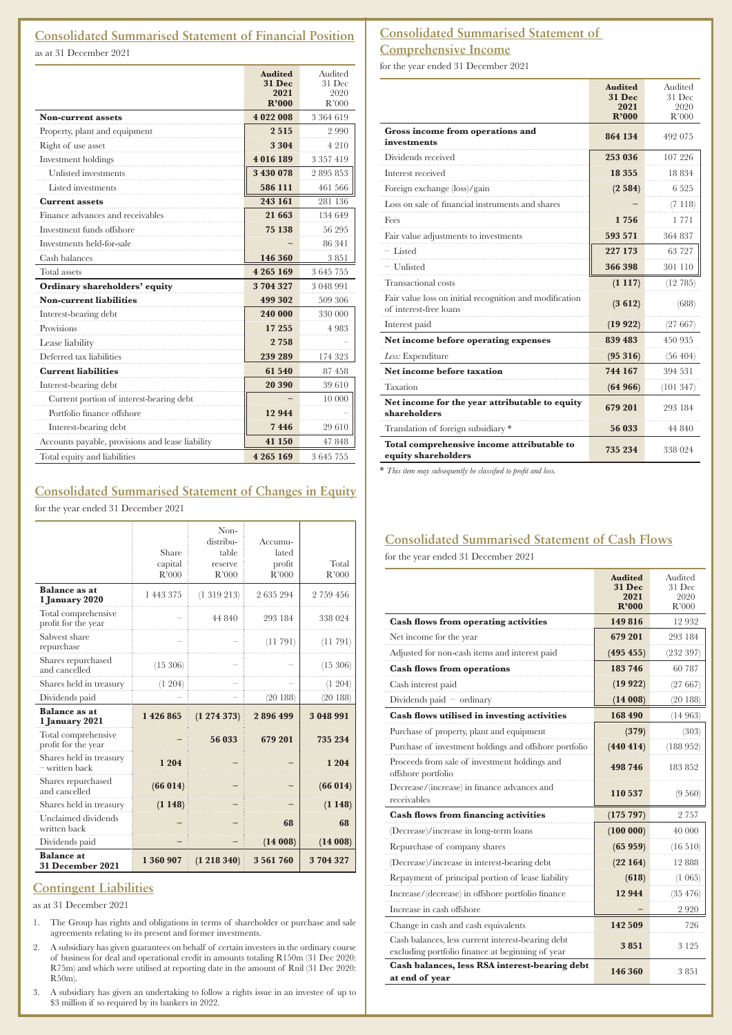## Consolidated Summarised Statement of Financial Position

as at 31 December 2021

| | **Audited 31 Dec 2021 R'000** | Audited 31 Dec 2020 R'000 |
|---|---|---|
| **Non-current assets** | **4 022 008** | 3 364 619 |
| Property, plant and equipment | **2 515** | 2 990 |
| Right of use asset | **3 304** | 4 210 |
| Investment holdings | **4 016 189** | 3 357 419 |
| Unlisted investments | **3 430 078** | 2 895 853 |
| Listed investments | **586 111** | 461 566 |
| **Current assets** | **243 161** | 281 136 |
| Finance advances and receivables | **21 663** | 134 649 |
| Investment funds offshore | **75 138** | 56 295 |
| Investments held-for-sale | **–** | 86 341 |
| Cash balances | **146 360** | 3 851 |
| Total assets | **4 265 169** | 3 645 755 |
| **Ordinary shareholders' equity** | **3 704 327** | 3 048 991 |
| **Non-current liabilities** | **499 302** | 509 306 |
| Interest-bearing debt | **240 000** | 330 000 |
| Provisions | **17 255** | 4 983 |
| Lease liability | **2 758** | – |
| Deferred tax liabilities | **239 289** | 174 323 |
| **Current liabilities** | **61 540** | 87 458 |
| Interest-bearing debt | **20 390** | 39 610 |
| Current portion of interest-bearing debt | **–** | 10 000 |
| Portfolio finance offshore | **12 944** | – |
| Interest-bearing debt | **7 446** | 29 610 |
| Accounts payable, provisions and lease liability | **41 150** | 47 848 |
| Total equity and liabilities | **4 265 169** | 3 645 755 |

## Consolidated Summarised Statement of Changes in Equity

for the year ended 31 December 2021

| | Share capital R'000 | Non-distributable reserve R'000 | Accumulated profit R'000 | Total R'000 |
|---|---|---|---|---|
| **Balance as at 1 January 2020** | 1 443 375 | (1 319 213) | 2 635 294 | 2 759 456 |
| Total comprehensive profit for the year | – | 44 840 | 293 184 | 338 024 |
| Sabvest share repurchase | – | – | (11 791) | (11 791) |
| Shares repurchased and cancelled | (15 306) | – | – | (15 306) |
| Shares held in treasury | (1 204) | – | – | (1 204) |
| Dividends paid | – | – | (20 188) | (20 188) |
| **Balance as at 1 January 2021** | **1 426 865** | **(1 274 373)** | **2 896 499** | **3 048 991** |
| Total comprehensive profit for the year | **–** | **56 033** | **679 201** | **735 234** |
| Shares held in treasury – written back | **1 204** | **–** | **–** | **1 204** |
| Shares repurchased and cancelled | **(66 014)** | **–** | **–** | **(66 014)** |
| Shares held in treasury | **(1 148)** | **–** | **–** | **(1 148)** |
| Unclaimed dividends written back | **–** | **–** | **68** | **68** |
| Dividends paid | **–** | **–** | **(14 008)** | **(14 008)** |
| **Balance at 31 December 2021** | **1 360 907** | **(1 218 340)** | **3 561 760** | **3 704 327** |

## Contingent Liabilities

as at 31 December 2021

1. The Group has rights and obligations in terms of shareholder or purchase and sale agreements relating to its present and former investments.
2. A subsidiary has given guarantees on behalf of certain investees in the ordinary course of business for deal and operational credit in amounts totaling R150m (31 Dec 2020: R75m) and which were utilised at reporting date in the amount of Rnil (31 Dec 2020: R50m).
3. A subsidiary has given an undertaking to follow a rights issue in an investee of up to $3 million if so required by its bankers in 2022.

## Consolidated Summarised Statement of Comprehensive Income

for the year ended 31 December 2021

| | **Audited 31 Dec 2021 R'000** | Audited 31 Dec 2020 R'000 |
|---|---|---|
| **Gross income from operations and investments** | **864 134** | 492 075 |
| Dividends received | **253 036** | 107 226 |
| Interest received | **18 355** | 18 834 |
| Foreign exchange (loss)/gain | **(2 584)** | 6 525 |
| Loss on sale of financial instruments and shares | **–** | (7 118) |
| Fees | **1 756** | 1 771 |
| Fair value adjustments to investments | **593 571** | 364 837 |
| – Listed | **227 173** | 63 727 |
| – Unlisted | **366 398** | 301 110 |
| Transactional costs | **(1 117)** | (12 785) |
| Fair value loss on initial recognition and modification of interest-free loans | **(3 612)** | (688) |
| Interest paid | **(19 922)** | (27 667) |
| **Net income before operating expenses** | **839 483** | 450 935 |
| *Less:* Expenditure | **(95 316)** | (56 404) |
| **Net income before taxation** | **744 167** | 394 531 |
| Taxation | **(64 966)** | (101 347) |
| **Net income for the year attributable to equity shareholders** | **679 201** | 293 184 |
| Translation of foreign subsidiary * | **56 033** | 44 840 |
| **Total comprehensive income attributable to equity shareholders** | **735 234** | 338 024 |

* *This item may subsequently be classified to profit and loss.*

## Consolidated Summarised Statement of Cash Flows

for the year ended 31 December 2021

| | **Audited 31 Dec 2021 R'000** | Audited 31 Dec 2020 R'000 |
|---|---|---|
| **Cash flows from operating activities** | **149 816** | 12 932 |
| Net income for the year | **679 201** | 293 184 |
| Adjusted for non-cash items and interest paid | **(495 455)** | (232 397) |
| **Cash flows from operations** | **183 746** | 60 787 |
| Cash interest paid | **(19 922)** | (27 667) |
| Dividends paid – ordinary | **(14 008)** | (20 188) |
| **Cash flows utilised in investing activities** | **168 490** | (14 963) |
| Purchase of property, plant and equipment | **(379)** | (303) |
| Purchase of investment holdings and offshore portfolio | **(440 414)** | (188 952) |
| Proceeds from sale of investment holdings and offshore portfolio | **498 746** | 183 852 |
| Decrease/(increase) in finance advances and receivables | **110 537** | (9 560) |
| **Cash flows from financing activities** | **(175 797)** | 2 757 |
| (Decrease)/increase in long-term loans | **(100 000)** | 40 000 |
| Repurchase of company shares | **(65 959)** | (16 510) |
| (Decrease)/increase in interest-bearing debt | **(22 164)** | 12 888 |
| Repayment of principal portion of lease liability | **(618)** | (1 065) |
| Increase/(decrease) in offshore portfolio finance | **12 944** | (35 476) |
| Increase in cash offshore | **–** | 2 920 |
| Change in cash and cash equivalents | **142 509** | 726 |
| Cash balances, less current interest-bearing debt excluding portfolio finance at beginning of year | **3 851** | 3 125 |
| **Cash balances, less RSA interest-bearing debt at end of year** | **146 360** | 3 851 |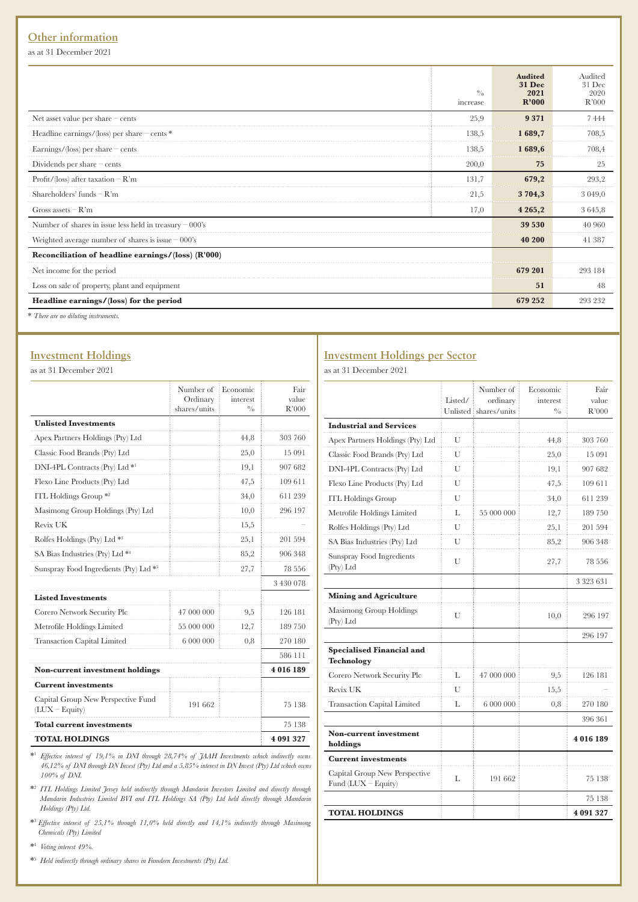## Other information

as at 31 December 2021

| | % increase | **Audited 31 Dec 2021 R'000** | Audited 31 Dec 2020 R'000 |
|---|---|---|---|
| Net asset value per share – cents | 25,9 | **9 371** | 7 444 |
| Headline earnings/(loss) per share – cents * | 138,5 | **1 689,7** | 708,5 |
| Earnings/(loss) per share – cents | 138,5 | **1 689,6** | 708,4 |
| Dividends per share – cents | 200,0 | **75** | 25 |
| Profit/(loss) after taxation – R'm | 131,7 | **679,2** | 293,2 |
| Shareholders' funds – R'm | 21,5 | **3 704,3** | 3 049,0 |
| Gross assets – R'm | 17,0 | **4 265,2** | 3 645,8 |
| Number of shares in issue less held in treasury – 000's | | **39 530** | 40 960 |
| Weighted average number of shares is issue – 000's | | **40 200** | 41 387 |
| **Reconciliation of headline earnings/(loss) (R'000)** | | | |
| Net income for the period | | **679 201** | 293 184 |
| Loss on sale of property, plant and equipment | | **51** | 48 |
| **Headline earnings/(loss) for the period** | | **679 252** | 293 232 |

\* *There are no diluting instruments.*

## Investment Holdings

as at 31 December 2021

| | Number of Ordinary shares/units | Economic interest % | Fair value R'000 |
|---|---|---|---|
| **Unlisted Investments** | | | |
| Apex Partners Holdings (Pty) Ltd | | 44,8 | 303 760 |
| Classic Food Brands (Pty) Ltd | | 25,0 | 15 091 |
| DNI-4PL Contracts (Pty) Ltd *[1] | | 19,1 | 907 682 |
| Flexo Line Products (Pty) Ltd | | 47,5 | 109 611 |
| ITL Holdings Group *[2] | | 34,0 | 611 239 |
| Masimong Group Holdings (Pty) Ltd | | 10,0 | 296 197 |
| Revix UK | | 15,5 | – |
| Rolfes Holdings (Pty) Ltd *[3] | | 25,1 | 201 594 |
| SA Bias Industries (Pty) Ltd *[4] | | 85,2 | 906 348 |
| Sunspray Food Ingredients (Pty) Ltd *[5] | | 27,7 | 78 556 |
| | | | 3 430 078 |
| **Listed Investments** | | | |
| Corero Network Security Plc | 47 000 000 | 9,5 | 126 181 |
| Metrofile Holdings Limited | 55 000 000 | 12,7 | 189 750 |
| Transaction Capital Limited | 6 000 000 | 0,8 | 270 180 |
| | | | 586 111 |
| **Non-current investment holdings** | | | **4 016 189** |
| **Current investments** | | | |
| Capital Group New Perspective Fund (LUX – Equity) | 191 662 | | 75 138 |
| **Total current investments** | | | 75 138 |
| **TOTAL HOLDINGS** | | | **4 091 327** |

*[1] *Effective interest of 19,1% in DNI through 28,74% of JAAH Investments which indirectly owns 46,12% of DNI through DN Invest (Pty) Ltd and a 5,85% interest in DN Invest (Pty) Ltd which owns 100% of DNI.*

*[2] *ITL Holdings Limited Jersey held indirectly through Mandarin Investors Limited and directly through Mandarin Industries Limited BVI and ITL Holdings SA (Pty) Ltd held directly through Mandarin Holdings (Pty) Ltd.*

*[3] *Effective interest of 25,1% through 11,0% held directly and 14,1% indirectly through Masimong Chemicals (Pty) Limited*

*[4] *Voting interest 49%.*

*[5] *Held indirectly through ordinary shares in Famdeen Investments (Pty) Ltd.*

## Investment Holdings per Sector

as at 31 December 2021

| | Listed/ Unlisted | Number of ordinary shares/units | Economic interest % | Fair value R'000 |
|---|---|---|---|---|
| **Industrial and Services** | | | | |
| Apex Partners Holdings (Pty) Ltd | U | | 44,8 | 303 760 |
| Classic Food Brands (Pty) Ltd | U | | 25,0 | 15 091 |
| DNI-4PL Contracts (Pty) Ltd | U | | 19,1 | 907 682 |
| Flexo Line Products (Pty) Ltd | U | | 47,5 | 109 611 |
| ITL Holdings Group | U | | 34,0 | 611 239 |
| Metrofile Holdings Limited | L | 55 000 000 | 12,7 | 189 750 |
| Rolfes Holdings (Pty) Ltd | U | | 25,1 | 201 594 |
| SA Bias Industries (Pty) Ltd | U | | 85,2 | 906 348 |
| Sunspray Food Ingredients (Pty) Ltd | U | | 27,7 | 78 556 |
| | | | | 3 323 631 |
| **Mining and Agriculture** | | | | |
| Masimong Group Holdings (Pty) Ltd | U | | 10,0 | 296 197 |
| | | | | 296 197 |
| **Specialised Financial and Technology** | | | | |
| Corero Network Security Plc | L | 47 000 000 | 9,5 | 126 181 |
| Revix UK | U | | 15,5 | – |
| Transaction Capital Limited | L | 6 000 000 | 0,8 | 270 180 |
| | | | | 396 361 |
| **Non-current investment holdings** | | | | **4 016 189** |
| **Current investments** | | | | |
| Capital Group New Perspective Fund (LUX – Equity) | L | 191 662 | | 75 138 |
| | | | | 75 138 |
| **TOTAL HOLDINGS** | | | | **4 091 327** |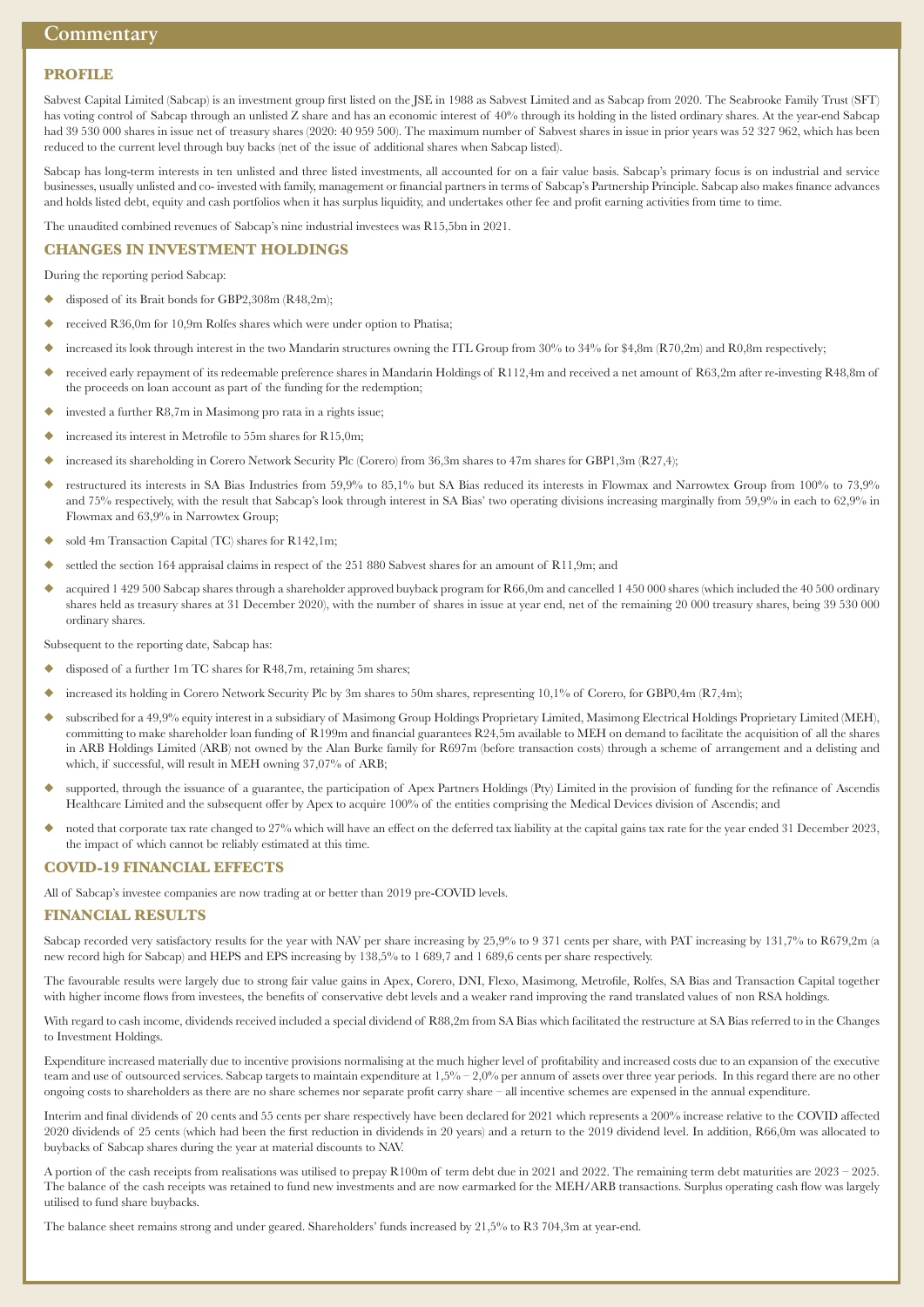# Commentary

## PROFILE

Sabvest Capital Limited (Sabcap) is an investment group first listed on the JSE in 1988 as Sabvest Limited and as Sabcap from 2020. The Seabrooke Family Trust (SFT) has voting control of Sabcap through an unlisted Z share and has an economic interest of 40% through its holding in the listed ordinary shares. At the year-end Sabcap had 39 530 000 shares in issue net of treasury shares (2020: 40 959 500). The maximum number of Sabvest shares in issue in prior years was 52 327 962, which has been reduced to the current level through buy backs (net of the issue of additional shares when Sabcap listed).

Sabcap has long-term interests in ten unlisted and three listed investments, all accounted for on a fair value basis. Sabcap's primary focus is on industrial and service businesses, usually unlisted and co- invested with family, management or financial partners in terms of Sabcap's Partnership Principle. Sabcap also makes finance advances and holds listed debt, equity and cash portfolios when it has surplus liquidity, and undertakes other fee and profit earning activities from time to time.

The unaudited combined revenues of Sabcap's nine industrial investees was R15,5bn in 2021.

## CHANGES IN INVESTMENT HOLDINGS

During the reporting period Sabcap:

- disposed of its Brait bonds for GBP2,308m (R48,2m);
- received R36,0m for 10,9m Rolfes shares which were under option to Phatisa;
- increased its look through interest in the two Mandarin structures owning the ITL Group from 30% to 34% for $4,8m (R70,2m) and R0,8m respectively;
- received early repayment of its redeemable preference shares in Mandarin Holdings of R112,4m and received a net amount of R63,2m after re-investing R48,8m of the proceeds on loan account as part of the funding for the redemption;
- invested a further R8,7m in Masimong pro rata in a rights issue;
- increased its interest in Metrofile to 55m shares for R15,0m;
- increased its shareholding in Corero Network Security Plc (Corero) from 36,3m shares to 47m shares for GBP1,3m (R27,4);
- restructured its interests in SA Bias Industries from 59,9% to 85,1% but SA Bias reduced its interests in Flowmax and Narrowtex Group from 100% to 73,9% and 75% respectively, with the result that Sabcap's look through interest in SA Bias' two operating divisions increasing marginally from 59,9% in each to 62,9% in Flowmax and 63,9% in Narrowtex Group;
- sold 4m Transaction Capital (TC) shares for R142,1m;
- settled the section 164 appraisal claims in respect of the 251 880 Sabvest shares for an amount of R11,9m; and
- acquired 1 429 500 Sabcap shares through a shareholder approved buyback program for R66,0m and cancelled 1 450 000 shares (which included the 40 500 ordinary shares held as treasury shares at 31 December 2020), with the number of shares in issue at year end, net of the remaining 20 000 treasury shares, being 39 530 000 ordinary shares.

Subsequent to the reporting date, Sabcap has:

- disposed of a further 1m TC shares for R48,7m, retaining 5m shares;
- increased its holding in Corero Network Security Plc by 3m shares to 50m shares, representing 10,1% of Corero, for GBP0,4m (R7,4m);
- subscribed for a 49,9% equity interest in a subsidiary of Masimong Group Holdings Proprietary Limited, Masimong Electrical Holdings Proprietary Limited (MEH), committing to make shareholder loan funding of R199m and financial guarantees R24,5m available to MEH on demand to facilitate the acquisition of all the shares in ARB Holdings Limited (ARB) not owned by the Alan Burke family for R697m (before transaction costs) through a scheme of arrangement and a delisting and which, if successful, will result in MEH owning 37,07% of ARB;
- supported, through the issuance of a guarantee, the participation of Apex Partners Holdings (Pty) Limited in the provision of funding for the refinance of Ascendis Healthcare Limited and the subsequent offer by Apex to acquire 100% of the entities comprising the Medical Devices division of Ascendis; and
- noted that corporate tax rate changed to 27% which will have an effect on the deferred tax liability at the capital gains tax rate for the year ended 31 December 2023, the impact of which cannot be reliably estimated at this time.

## COVID-19 FINANCIAL EFFECTS

All of Sabcap's investee companies are now trading at or better than 2019 pre-COVID levels.

## FINANCIAL RESULTS

Sabcap recorded very satisfactory results for the year with NAV per share increasing by 25,9% to 9 371 cents per share, with PAT increasing by 131,7% to R679,2m (a new record high for Sabcap) and HEPS and EPS increasing by 138,5% to 1 689,7 and 1 689,6 cents per share respectively.

The favourable results were largely due to strong fair value gains in Apex, Corero, DNI, Flexo, Masimong, Metrofile, Rolfes, SA Bias and Transaction Capital together with higher income flows from investees, the benefits of conservative debt levels and a weaker rand improving the rand translated values of non RSA holdings.

With regard to cash income, dividends received included a special dividend of R88,2m from SA Bias which facilitated the restructure at SA Bias referred to in the Changes to Investment Holdings.

Expenditure increased materially due to incentive provisions normalising at the much higher level of profitability and increased costs due to an expansion of the executive team and use of outsourced services. Sabcap targets to maintain expenditure at 1,5% – 2,0% per annum of assets over three year periods. In this regard there are no other ongoing costs to shareholders as there are no share schemes nor separate profit carry share – all incentive schemes are expensed in the annual expenditure.

Interim and final dividends of 20 cents and 55 cents per share respectively have been declared for 2021 which represents a 200% increase relative to the COVID affected 2020 dividends of 25 cents (which had been the first reduction in dividends in 20 years) and a return to the 2019 dividend level. In addition, R66,0m was allocated to buybacks of Sabcap shares during the year at material discounts to NAV.

A portion of the cash receipts from realisations was utilised to prepay R100m of term debt due in 2021 and 2022. The remaining term debt maturities are 2023 – 2025. The balance of the cash receipts was retained to fund new investments and are now earmarked for the MEH/ARB transactions. Surplus operating cash flow was largely utilised to fund share buybacks.

The balance sheet remains strong and under geared. Shareholders' funds increased by 21,5% to R3 704,3m at year-end.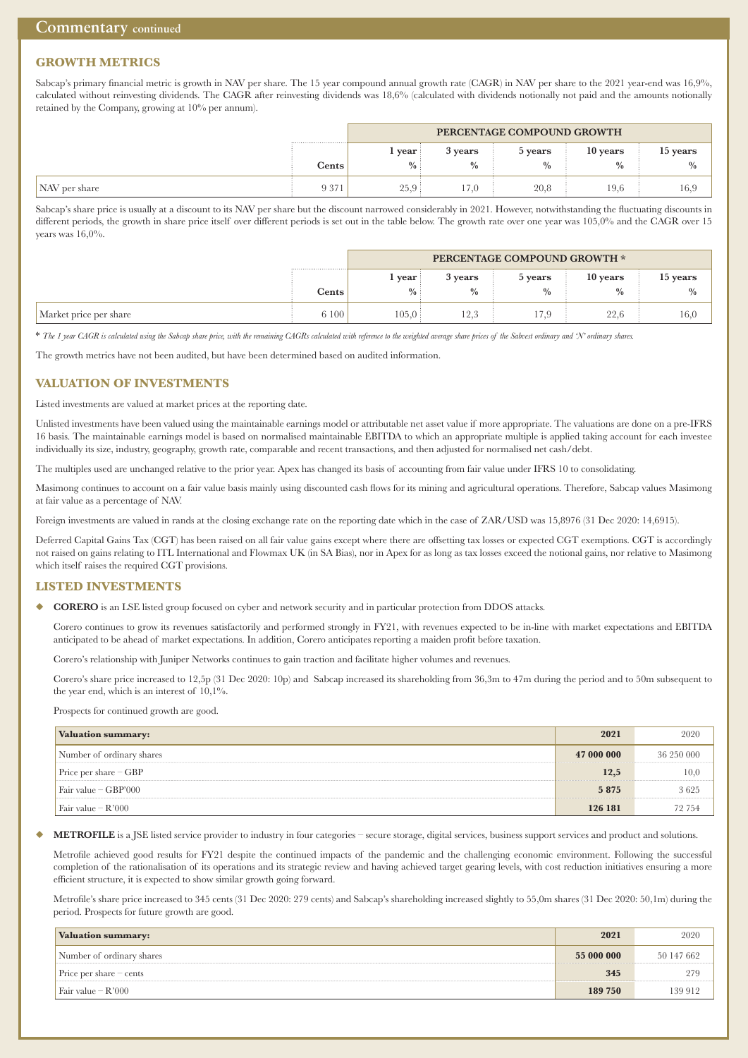## GROWTH METRICS

Sabcap's primary financial metric is growth in NAV per share. The 15 year compound annual growth rate (CAGR) in NAV per share to the 2021 year-end was 16,9%, calculated without reinvesting dividends. The CAGR after reinvesting dividends was 18,6% (calculated with dividends notionally not paid and the amounts notionally retained by the Company, growing at 10% per annum).

| | | PERCENTAGE COMPOUND GROWTH | | | | |
|---|---|---|---|---|---|---|
| | Cents | 1 year % | 3 years % | 5 years % | 10 years % | 15 years % |
| NAV per share | 9 371 | 25,9 | 17,0 | 20,8 | 19,6 | 16,9 |

Sabcap's share price is usually at a discount to its NAV per share but the discount narrowed considerably in 2021. However, notwithstanding the fluctuating discounts in different periods, the growth in share price itself over different periods is set out in the table below. The growth rate over one year was 105,0% and the CAGR over 15 years was 16,0%.

| | | PERCENTAGE COMPOUND GROWTH * | | | | |
|---|---|---|---|---|---|---|
| | Cents | 1 year % | 3 years % | 5 years % | 10 years % | 15 years % |
| Market price per share | 6 100 | 105,0 | 12,3 | 17,9 | 22,6 | 16,0 |

* *The 1 year CAGR is calculated using the Sabcap share price, with the remaining CAGRs calculated with reference to the weighted average share prices of the Sabvest ordinary and 'N' ordinary shares.*

The growth metrics have not been audited, but have been determined based on audited information.

## VALUATION OF INVESTMENTS

Listed investments are valued at market prices at the reporting date.

Unlisted investments have been valued using the maintainable earnings model or attributable net asset value if more appropriate. The valuations are done on a pre-IFRS 16 basis. The maintainable earnings model is based on normalised maintainable EBITDA to which an appropriate multiple is applied taking account for each investee individually its size, industry, geography, growth rate, comparable and recent transactions, and then adjusted for normalised net cash/debt.

The multiples used are unchanged relative to the prior year. Apex has changed its basis of accounting from fair value under IFRS 10 to consolidating.

Masimong continues to account on a fair value basis mainly using discounted cash flows for its mining and agricultural operations. Therefore, Sabcap values Masimong at fair value as a percentage of NAV.

Foreign investments are valued in rands at the closing exchange rate on the reporting date which in the case of ZAR/USD was 15,8976 (31 Dec 2020: 14,6915).

Deferred Capital Gains Tax (CGT) has been raised on all fair value gains except where there are offsetting tax losses or expected CGT exemptions. CGT is accordingly not raised on gains relating to ITL International and Flowmax UK (in SA Bias), nor in Apex for as long as tax losses exceed the notional gains, nor relative to Masimong which itself raises the required CGT provisions.

## LISTED INVESTMENTS

- **CORERO** is an LSE listed group focused on cyber and network security and in particular protection from DDOS attacks.

  Corero continues to grow its revenues satisfactorily and performed strongly in FY21, with revenues expected to be in-line with market expectations and EBITDA anticipated to be ahead of market expectations. In addition, Corero anticipates reporting a maiden profit before taxation.

  Corero's relationship with Juniper Networks continues to gain traction and facilitate higher volumes and revenues.

  Corero's share price increased to 12,5p (31 Dec 2020: 10p) and Sabcap increased its shareholding from 36,3m to 47m during the period and to 50m subsequent to the year end, which is an interest of 10,1%.

  Prospects for continued growth are good.

| Valuation summary: | 2021 | 2020 |
|---|---|---|
| Number of ordinary shares | **47 000 000** | 36 250 000 |
| Price per share – GBP | **12,5** | 10,0 |
| Fair value – GBP'000 | **5 875** | 3 625 |
| Fair value – R'000 | **126 181** | 72 754 |

- **METROFILE** is a JSE listed service provider to industry in four categories – secure storage, digital services, business support services and product and solutions.

  Metrofile achieved good results for FY21 despite the continued impacts of the pandemic and the challenging economic environment. Following the successful completion of the rationalisation of its operations and its strategic review and having achieved target gearing levels, with cost reduction initiatives ensuring a more efficient structure, it is expected to show similar growth going forward.

  Metrofile's share price increased to 345 cents (31 Dec 2020: 279 cents) and Sabcap's shareholding increased slightly to 55,0m shares (31 Dec 2020: 50,1m) during the period. Prospects for future growth are good.

| Valuation summary: | 2021 | 2020 |
|---|---|---|
| Number of ordinary shares | **55 000 000** | 50 147 662 |
| Price per share – cents | **345** | 279 |
| Fair value – R'000 | **189 750** | 139 912 |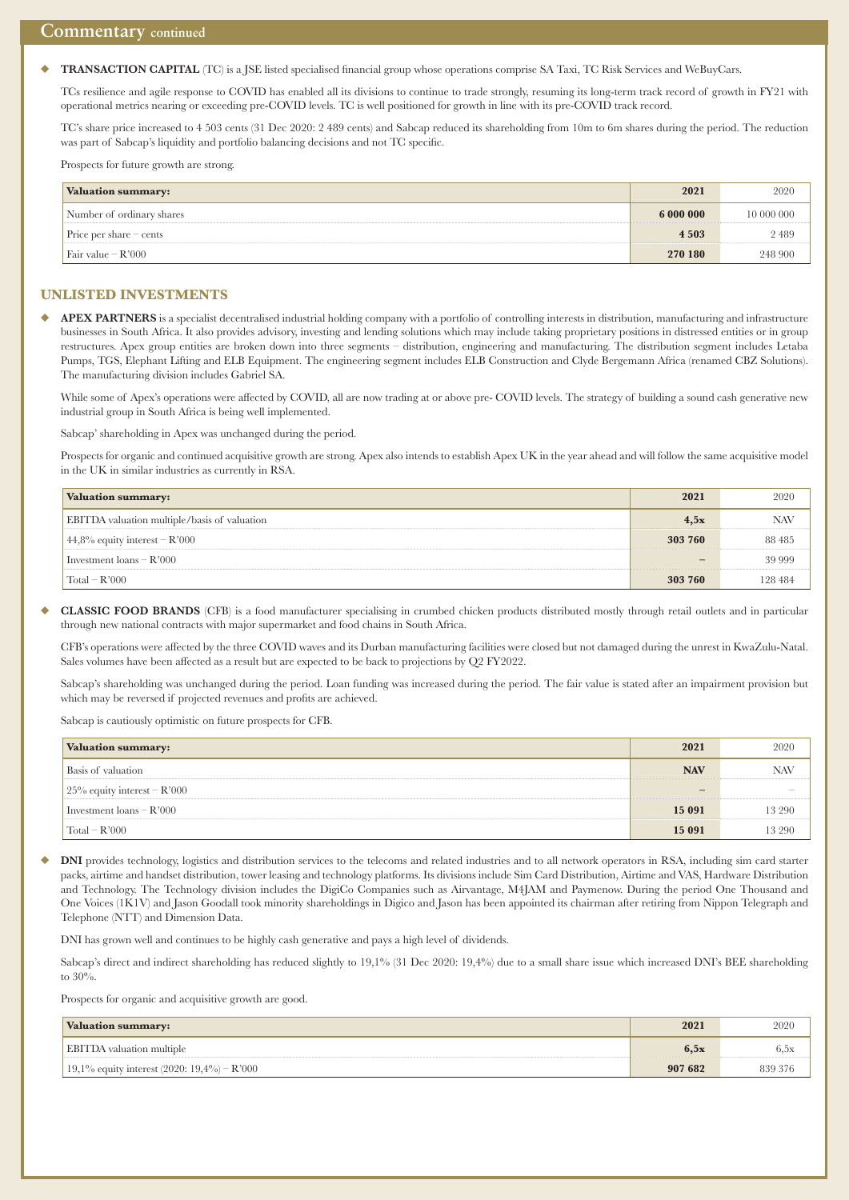## Commentary continued

◆ **TRANSACTION CAPITAL** (TC) is a JSE listed specialised financial group whose operations comprise SA Taxi, TC Risk Services and WeBuyCars.

TCs resilience and agile response to COVID has enabled all its divisions to continue to trade strongly, resuming its long-term track record of growth in FY21 with operational metrics nearing or exceeding pre-COVID levels. TC is well positioned for growth in line with its pre-COVID track record.

TC's share price increased to 4 503 cents (31 Dec 2020: 2 489 cents) and Sabcap reduced its shareholding from 10m to 6m shares during the period. The reduction was part of Sabcap's liquidity and portfolio balancing decisions and not TC specific.

Prospects for future growth are strong.

| Valuation summary: | 2021 | 2020 |
|---|---|---|
| Number of ordinary shares | **6 000 000** | 10 000 000 |
| Price per share – cents | **4 503** | 2 489 |
| Fair value – R'000 | **270 180** | 248 900 |

## UNLISTED INVESTMENTS

◆ **APEX PARTNERS** is a specialist decentralised industrial holding company with a portfolio of controlling interests in distribution, manufacturing and infrastructure businesses in South Africa. It also provides advisory, investing and lending solutions which may include taking proprietary positions in distressed entities or in group restructures. Apex group entities are broken down into three segments – distribution, engineering and manufacturing. The distribution segment includes Letaba Pumps, TGS, Elephant Lifting and ELB Equipment. The engineering segment includes ELB Construction and Clyde Bergemann Africa (renamed CBZ Solutions). The manufacturing division includes Gabriel SA.

While some of Apex's operations were affected by COVID, all are now trading at or above pre- COVID levels. The strategy of building a sound cash generative new industrial group in South Africa is being well implemented.

Sabcap' shareholding in Apex was unchanged during the period.

Prospects for organic and continued acquisitive growth are strong. Apex also intends to establish Apex UK in the year ahead and will follow the same acquisitive model in the UK in similar industries as currently in RSA.

| Valuation summary: | 2021 | 2020 |
|---|---|---|
| EBITDA valuation multiple/basis of valuation | **4,5x** | NAV |
| 44,8% equity interest – R'000 | **303 760** | 88 485 |
| Investment loans – R'000 | **–** | 39 999 |
| Total – R'000 | **303 760** | 128 484 |

◆ **CLASSIC FOOD BRANDS** (CFB) is a food manufacturer specialising in crumbed chicken products distributed mostly through retail outlets and in particular through new national contracts with major supermarket and food chains in South Africa.

CFB's operations were affected by the three COVID waves and its Durban manufacturing facilities were closed but not damaged during the unrest in KwaZulu-Natal. Sales volumes have been affected as a result but are expected to be back to projections by Q2 FY2022.

Sabcap's shareholding was unchanged during the period. Loan funding was increased during the period. The fair value is stated after an impairment provision but which may be reversed if projected revenues and profits are achieved.

Sabcap is cautiously optimistic on future prospects for CFB.

| Valuation summary: | 2021 | 2020 |
|---|---|---|
| Basis of valuation | **NAV** | NAV |
| 25% equity interest – R'000 | **–** | – |
| Investment loans – R'000 | **15 091** | 13 290 |
| Total – R'000 | **15 091** | 13 290 |

◆ **DNI** provides technology, logistics and distribution services to the telecoms and related industries and to all network operators in RSA, including sim card starter packs, airtime and handset distribution, tower leasing and technology platforms. Its divisions include Sim Card Distribution, Airtime and VAS, Hardware Distribution and Technology. The Technology division includes the DigiCo Companies such as Airvantage, M4JAM and Paymenow. During the period One Thousand and One Voices (1K1V) and Jason Goodall took minority shareholdings in Digico and Jason has been appointed its chairman after retiring from Nippon Telegraph and Telephone (NTT) and Dimension Data.

DNI has grown well and continues to be highly cash generative and pays a high level of dividends.

Sabcap's direct and indirect shareholding has reduced slightly to 19,1% (31 Dec 2020: 19,4%) due to a small share issue which increased DNI's BEE shareholding to 30%.

Prospects for organic and acquisitive growth are good.

| Valuation summary: | 2021 | 2020 |
|---|---|---|
| EBITDA valuation multiple | **6,5x** | 6,5x |
| 19,1% equity interest (2020: 19,4%) – R'000 | **907 682** | 839 376 |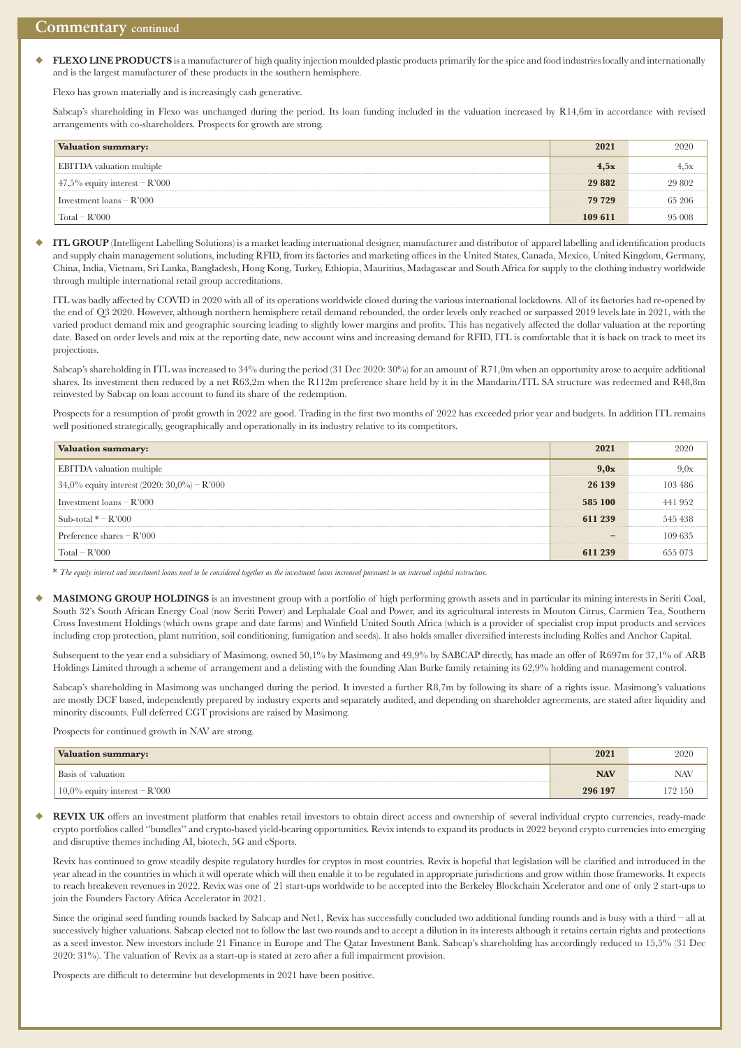## Commentary continued

- **FLEXO LINE PRODUCTS** is a manufacturer of high quality injection moulded plastic products primarily for the spice and food industries locally and internationally and is the largest manufacturer of these products in the southern hemisphere.

  Flexo has grown materially and is increasingly cash generative.

  Sabcap's shareholding in Flexo was unchanged during the period. Its loan funding included in the valuation increased by R14,6m in accordance with revised arrangements with co-shareholders. Prospects for growth are strong.

| Valuation summary: | 2021 | 2020 |
|---|---|---|
| EBITDA valuation multiple | **4,5x** | 4,5x |
| 47,5% equity interest – R'000 | **29 882** | 29 802 |
| Investment loans – R'000 | **79 729** | 65 206 |
| Total – R'000 | **109 611** | 95 008 |

- **ITL GROUP** (Intelligent Labelling Solutions) is a market leading international designer, manufacturer and distributor of apparel labelling and identification products and supply chain management solutions, including RFID, from its factories and marketing offices in the United States, Canada, Mexico, United Kingdom, Germany, China, India, Vietnam, Sri Lanka, Bangladesh, Hong Kong, Turkey, Ethiopia, Mauritius, Madagascar and South Africa for supply to the clothing industry worldwide through multiple international retail group accreditations.

  ITL was badly affected by COVID in 2020 with all of its operations worldwide closed during the various international lockdowns. All of its factories had re-opened by the end of Q3 2020. However, although northern hemisphere retail demand rebounded, the order levels only reached or surpassed 2019 levels late in 2021, with the varied product demand mix and geographic sourcing leading to slightly lower margins and profits. This has negatively affected the dollar valuation at the reporting date. Based on order levels and mix at the reporting date, new account wins and increasing demand for RFID, ITL is comfortable that it is back on track to meet its projections.

  Sabcap's shareholding in ITL was increased to 34% during the period (31 Dec 2020: 30%) for an amount of R71,0m when an opportunity arose to acquire additional shares. Its investment then reduced by a net R63,2m when the R112m preference share held by it in the Mandarin/ITL SA structure was redeemed and R48,8m reinvested by Sabcap on loan account to fund its share of the redemption.

  Prospects for a resumption of profit growth in 2022 are good. Trading in the first two months of 2022 has exceeded prior year and budgets. In addition ITL remains well positioned strategically, geographically and operationally in its industry relative to its competitors.

| Valuation summary: | 2021 | 2020 |
|---|---|---|
| EBITDA valuation multiple | **9,0x** | 9,0x |
| 34,0% equity interest (2020: 30,0%) – R'000 | **26 139** | 103 486 |
| Investment loans – R'000 | **585 100** | 441 952 |
| Sub-total * – R'000 | **611 239** | 545 438 |
| Preference shares – R'000 | **–** | 109 635 |
| Total – R'000 | **611 239** | 655 073 |

\* *The equity interest and investment loans need to be considered together as the investment loans increased pursuant to an internal capital restructure.*

- **MASIMONG GROUP HOLDINGS** is an investment group with a portfolio of high performing growth assets and in particular its mining interests in Seriti Coal, South 32's South African Energy Coal (now Seriti Power) and Lephalale Coal and Power, and its agricultural interests in Mouton Citrus, Carmien Tea, Southern Cross Investment Holdings (which owns grape and date farms) and Winfield United South Africa (which is a provider of specialist crop input products and services including crop protection, plant nutrition, soil conditioning, fumigation and seeds). It also holds smaller diversified interests including Rolfes and Anchor Capital.

  Subsequent to the year end a subsidiary of Masimong, owned 50,1% by Masimong and 49,9% by SABCAP directly, has made an offer of R697m for 37,1% of ARB Holdings Limited through a scheme of arrangement and a delisting with the founding Alan Burke family retaining its 62,9% holding and management control.

  Sabcap's shareholding in Masimong was unchanged during the period. It invested a further R8,7m by following its share of a rights issue. Masimong's valuations are mostly DCF based, independently prepared by industry experts and separately audited, and depending on shareholder agreements, are stated after liquidity and minority discounts. Full deferred CGT provisions are raised by Masimong.

  Prospects for continued growth in NAV are strong.

| Valuation summary: | 2021 | 2020 |
|---|---|---|
| Basis of valuation | **NAV** | NAV |
| 10,0% equity interest – R'000 | **296 197** | 172 150 |

- **REVIX UK** offers an investment platform that enables retail investors to obtain direct access and ownership of several individual crypto currencies, ready-made crypto portfolios called "bundles" and crypto-based yield-bearing opportunities. Revix intends to expand its products in 2022 beyond crypto currencies into emerging and disruptive themes including AI, biotech, 5G and eSports.

  Revix has continued to grow steadily despite regulatory hurdles for cryptos in most countries. Revix is hopeful that legislation will be clarified and introduced in the year ahead in the countries in which it will operate which will then enable it to be regulated in appropriate jurisdictions and grow within those frameworks. It expects to reach breakeven revenues in 2022. Revix was one of 21 start-ups worldwide to be accepted into the Berkeley Blockchain Xcelerator and one of only 2 start-ups to join the Founders Factory Africa Accelerator in 2021.

  Since the original seed funding rounds backed by Sabcap and Net1, Revix has successfully concluded two additional funding rounds and is busy with a third – all at successively higher valuations. Sabcap elected not to follow the last two rounds and to accept a dilution in its interests although it retains certain rights and protections as a seed investor. New investors include 21 Finance in Europe and The Qatar Investment Bank. Sabcap's shareholding has accordingly reduced to 15,5% (31 Dec 2020: 31%). The valuation of Revix as a start-up is stated at zero after a full impairment provision.

  Prospects are difficult to determine but developments in 2021 have been positive.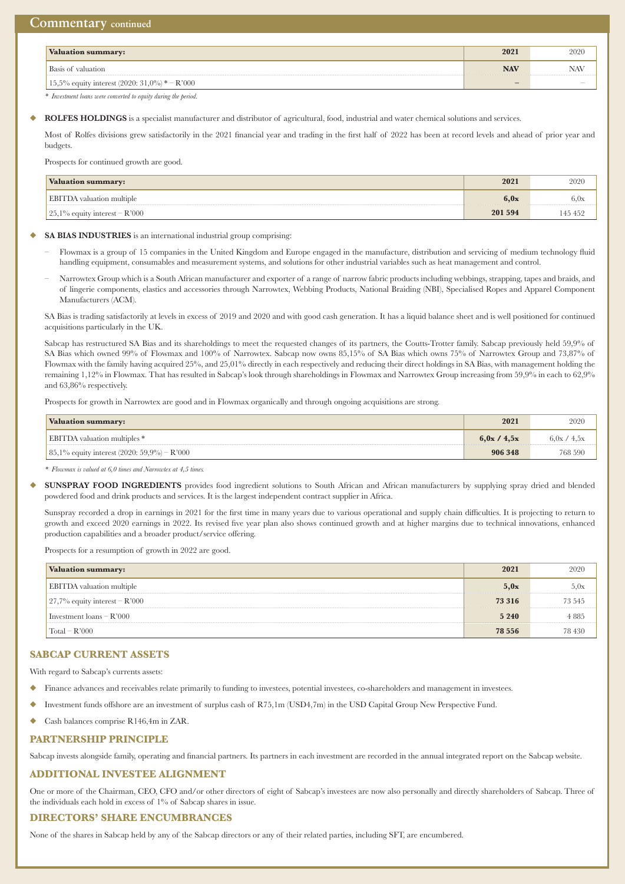## Commentary continued

| Valuation summary: | 2021 | 2020 |
|---|---|---|
| Basis of valuation | **NAV** | NAV |
| 15,5% equity interest (2020: 31,0%) * – R'000 | **–** | – |

*\* Investment loans were converted to equity during the period.*

◆ **ROLFES HOLDINGS** is a specialist manufacturer and distributor of agricultural, food, industrial and water chemical solutions and services.

Most of Rolfes divisions grew satisfactorily in the 2021 financial year and trading in the first half of 2022 has been at record levels and ahead of prior year and budgets.

Prospects for continued growth are good.

| Valuation summary: | 2021 | 2020 |
|---|---|---|
| EBITDA valuation multiple | **6,0x** | 6,0x |
| 25,1% equity interest – R'000 | **201 594** | 145 452 |

◆ **SA BIAS INDUSTRIES** is an international industrial group comprising:

- Flowmax is a group of 15 companies in the United Kingdom and Europe engaged in the manufacture, distribution and servicing of medium technology fluid handling equipment, consumables and measurement systems, and solutions for other industrial variables such as heat management and control.
- Narrowtex Group which is a South African manufacturer and exporter of a range of narrow fabric products including webbings, strapping, tapes and braids, and of lingerie components, elastics and accessories through Narrowtex, Webbing Products, National Braiding (NBI), Specialised Ropes and Apparel Component Manufacturers (ACM).

SA Bias is trading satisfactorily at levels in excess of 2019 and 2020 and with good cash generation. It has a liquid balance sheet and is well positioned for continued acquisitions particularly in the UK.

Sabcap has restructured SA Bias and its shareholdings to meet the requested changes of its partners, the Coutts-Trotter family. Sabcap previously held 59,9% of SA Bias which owned 99% of Flowmax and 100% of Narrowtex. Sabcap now owns 85,15% of SA Bias which owns 75% of Narrowtex Group and 73,87% of Flowmax with the family having acquired 25%, and 25,01% directly in each respectively and reducing their direct holdings in SA Bias, with management holding the remaining 1,12% in Flowmax. That has resulted in Sabcap's look through shareholdings in Flowmax and Narrowtex Group increasing from 59,9% in each to 62,9% and 63,86% respectively.

Prospects for growth in Narrowtex are good and in Flowmax organically and through ongoing acquisitions are strong.

| Valuation summary: | 2021 | 2020 |
|---|---|---|
| EBITDA valuation multiples * | **6,0x / 4,5x** | 6,0x / 4,5x |
| 85,1% equity interest (2020: 59,9%) – R'000 | **906 348** | 768 590 |

*\* Flowmax is valued at 6,0 times and Narrowtex at 4,5 times.*

◆ **SUNSPRAY FOOD INGREDIENTS** provides food ingredient solutions to South African and African manufacturers by supplying spray dried and blended powdered food and drink products and services. It is the largest independent contract supplier in Africa.

Sunspray recorded a drop in earnings in 2021 for the first time in many years due to various operational and supply chain difficulties. It is projecting to return to growth and exceed 2020 earnings in 2022. Its revised five year plan also shows continued growth and at higher margins due to technical innovations, enhanced production capabilities and a broader product/service offering.

Prospects for a resumption of growth in 2022 are good.

| Valuation summary: | 2021 | 2020 |
|---|---|---|
| EBITDA valuation multiple | **5,0x** | 5,0x |
| 27,7% equity interest – R'000 | **73 316** | 73 545 |
| Investment loans – R'000 | **5 240** | 4 885 |
| Total – R'000 | **78 556** | 78 430 |

## SABCAP CURRENT ASSETS

With regard to Sabcap's currents assets:

- ◆ Finance advances and receivables relate primarily to funding to investees, potential investees, co-shareholders and management in investees.
- ◆ Investment funds offshore are an investment of surplus cash of R75,1m (USD4,7m) in the USD Capital Group New Perspective Fund.
- ◆ Cash balances comprise R146,4m in ZAR.

## PARTNERSHIP PRINCIPLE

Sabcap invests alongside family, operating and financial partners. Its partners in each investment are recorded in the annual integrated report on the Sabcap website.

## ADDITIONAL INVESTEE ALIGNMENT

One or more of the Chairman, CEO, CFO and/or other directors of eight of Sabcap's investees are now also personally and directly shareholders of Sabcap. Three of the individuals each hold in excess of 1% of Sabcap shares in issue.

## DIRECTORS' SHARE ENCUMBRANCES

None of the shares in Sabcap held by any of the Sabcap directors or any of their related parties, including SFT, are encumbered.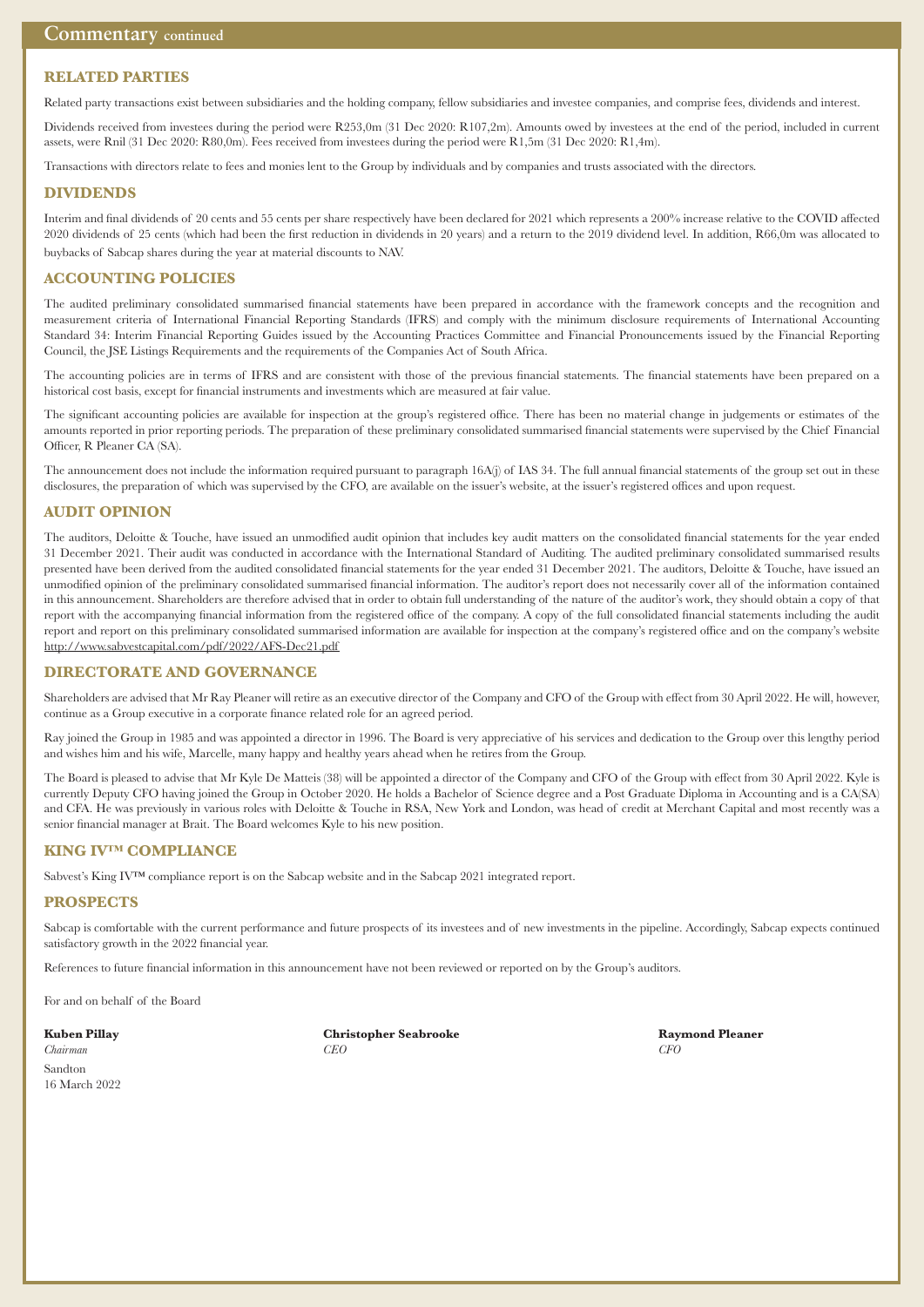## RELATED PARTIES

Related party transactions exist between subsidiaries and the holding company, fellow subsidiaries and investee companies, and comprise fees, dividends and interest.

Dividends received from investees during the period were R253,0m (31 Dec 2020: R107,2m). Amounts owed by investees at the end of the period, included in current assets, were Rnil (31 Dec 2020: R80,0m). Fees received from investees during the period were R1,5m (31 Dec 2020: R1,4m).

Transactions with directors relate to fees and monies lent to the Group by individuals and by companies and trusts associated with the directors.

## DIVIDENDS

Interim and final dividends of 20 cents and 55 cents per share respectively have been declared for 2021 which represents a 200% increase relative to the COVID affected 2020 dividends of 25 cents (which had been the first reduction in dividends in 20 years) and a return to the 2019 dividend level. In addition, R66,0m was allocated to buybacks of Sabcap shares during the year at material discounts to NAV.

## ACCOUNTING POLICIES

The audited preliminary consolidated summarised financial statements have been prepared in accordance with the framework concepts and the recognition and measurement criteria of International Financial Reporting Standards (IFRS) and comply with the minimum disclosure requirements of International Accounting Standard 34: Interim Financial Reporting Guides issued by the Accounting Practices Committee and Financial Pronouncements issued by the Financial Reporting Council, the JSE Listings Requirements and the requirements of the Companies Act of South Africa.

The accounting policies are in terms of IFRS and are consistent with those of the previous financial statements. The financial statements have been prepared on a historical cost basis, except for financial instruments and investments which are measured at fair value.

The significant accounting policies are available for inspection at the group's registered office. There has been no material change in judgements or estimates of the amounts reported in prior reporting periods. The preparation of these preliminary consolidated summarised financial statements were supervised by the Chief Financial Officer, R Pleaner CA (SA).

The announcement does not include the information required pursuant to paragraph 16A(j) of IAS 34. The full annual financial statements of the group set out in these disclosures, the preparation of which was supervised by the CFO, are available on the issuer's website, at the issuer's registered offices and upon request.

## AUDIT OPINION

The auditors, Deloitte & Touche, have issued an unmodified audit opinion that includes key audit matters on the consolidated financial statements for the year ended 31 December 2021. Their audit was conducted in accordance with the International Standard of Auditing. The audited preliminary consolidated summarised results presented have been derived from the audited consolidated financial statements for the year ended 31 December 2021. The auditors, Deloitte & Touche, have issued an unmodified opinion of the preliminary consolidated summarised financial information. The auditor's report does not necessarily cover all of the information contained in this announcement. Shareholders are therefore advised that in order to obtain full understanding of the nature of the auditor's work, they should obtain a copy of that report with the accompanying financial information from the registered office of the company. A copy of the full consolidated financial statements including the audit report and report on this preliminary consolidated summarised information are available for inspection at the company's registered office and on the company's website http://www.sabvestcapital.com/pdf/2022/AFS-Dec21.pdf

## DIRECTORATE AND GOVERNANCE

Shareholders are advised that Mr Ray Pleaner will retire as an executive director of the Company and CFO of the Group with effect from 30 April 2022. He will, however, continue as a Group executive in a corporate finance related role for an agreed period.

Ray joined the Group in 1985 and was appointed a director in 1996. The Board is very appreciative of his services and dedication to the Group over this lengthy period and wishes him and his wife, Marcelle, many happy and healthy years ahead when he retires from the Group.

The Board is pleased to advise that Mr Kyle De Matteis (38) will be appointed a director of the Company and CFO of the Group with effect from 30 April 2022. Kyle is currently Deputy CFO having joined the Group in October 2020. He holds a Bachelor of Science degree and a Post Graduate Diploma in Accounting and is a CA(SA) and CFA. He was previously in various roles with Deloitte & Touche in RSA, New York and London, was head of credit at Merchant Capital and most recently was a senior financial manager at Brait. The Board welcomes Kyle to his new position.

## KING IV™ COMPLIANCE

Sabvest's King IV™ compliance report is on the Sabcap website and in the Sabcap 2021 integrated report.

## PROSPECTS

Sabcap is comfortable with the current performance and future prospects of its investees and of new investments in the pipeline. Accordingly, Sabcap expects continued satisfactory growth in the 2022 financial year.

References to future financial information in this announcement have not been reviewed or reported on by the Group's auditors.

For and on behalf of the Board

**Kuben Pillay**
*Chairman*

**Christopher Seabrooke**
*CEO*

**Raymond Pleaner**
*CFO*

Sandton
16 March 2022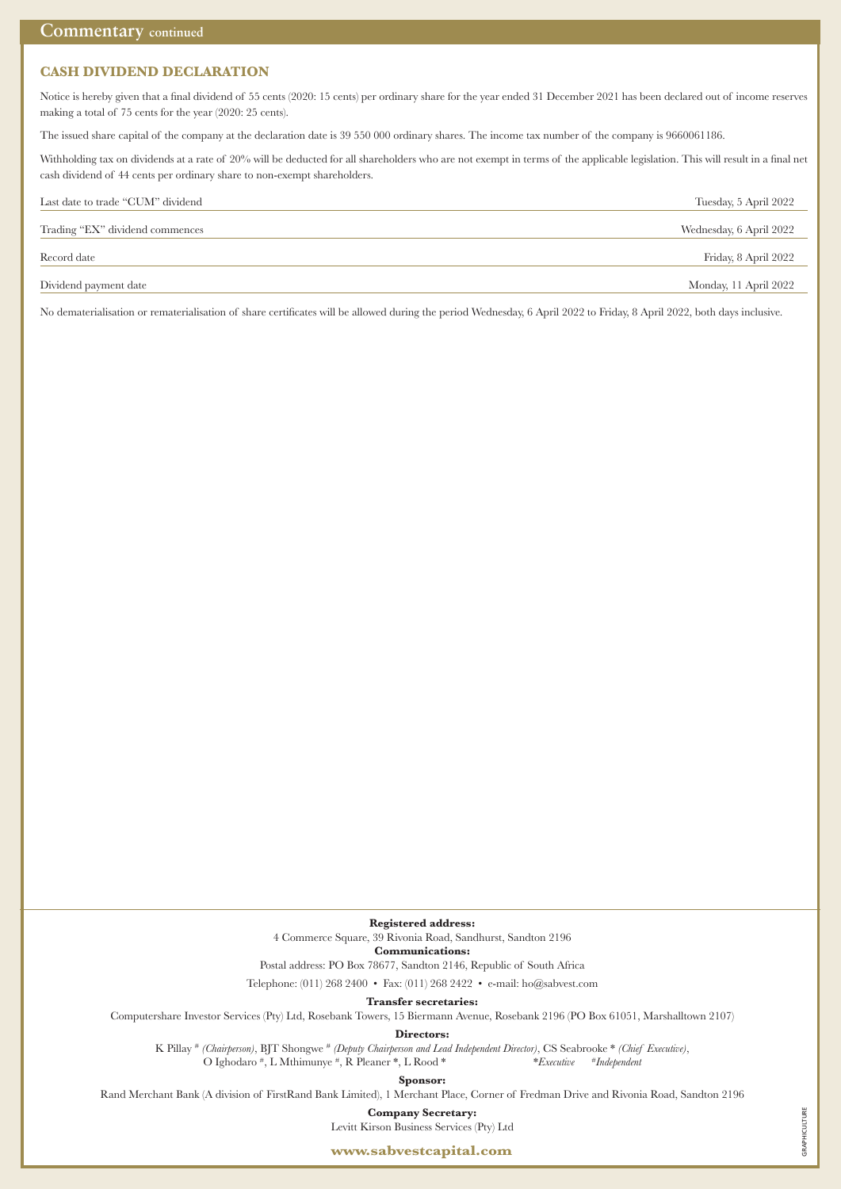## CASH DIVIDEND DECLARATION

Notice is hereby given that a final dividend of 55 cents (2020: 15 cents) per ordinary share for the year ended 31 December 2021 has been declared out of income reserves making a total of 75 cents for the year (2020: 25 cents).

The issued share capital of the company at the declaration date is 39 550 000 ordinary shares. The income tax number of the company is 9660061186.

Withholding tax on dividends at a rate of 20% will be deducted for all shareholders who are not exempt in terms of the applicable legislation. This will result in a final net cash dividend of 44 cents per ordinary share to non-exempt shareholders.

| | |
|---|---|
| Last date to trade "CUM" dividend | Tuesday, 5 April 2022 |
| Trading "EX" dividend commences | Wednesday, 6 April 2022 |
| Record date | Friday, 8 April 2022 |
| Dividend payment date | Monday, 11 April 2022 |

No dematerialisation or rematerialisation of share certificates will be allowed during the period Wednesday, 6 April 2022 to Friday, 8 April 2022, both days inclusive.

**Registered address:**

4 Commerce Square, 39 Rivonia Road, Sandhurst, Sandton 2196

**Communications:**

Postal address: PO Box 78677, Sandton 2146, Republic of South Africa

Telephone: (011) 268 2400 • Fax: (011) 268 2422 • e-mail: ho@sabvest.com

**Transfer secretaries:**

Computershare Investor Services (Pty) Ltd, Rosebank Towers, 15 Biermann Avenue, Rosebank 2196 (PO Box 61051, Marshalltown 2107)

**Directors:**

K Pillay # *(Chairperson)*, BJT Shongwe # *(Deputy Chairperson and Lead Independent Director)*, CS Seabrooke * *(Chief Executive)*, O Ighodaro #, L Mthimunye #, R Pleaner *, L Rood * *\*Executive #Independent*

**Sponsor:**

Rand Merchant Bank (A division of FirstRand Bank Limited), 1 Merchant Place, Corner of Fredman Drive and Rivonia Road, Sandton 2196

**Company Secretary:**

Levitt Kirson Business Services (Pty) Ltd

**www.sabvestcapital.com**

GRAPHICULTURE